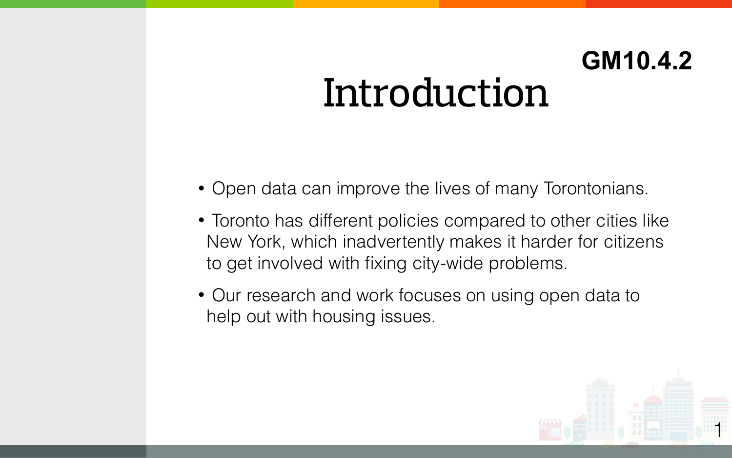**GM10.4.2**

# Introduction

- Open data can improve the lives of many Torontonians.
- Toronto has different policies compared to other cities like New York, which inadvertently makes it harder for citizens to get involved with fixing city-wide problems.
- Our research and work focuses on using open data to help out with housing issues.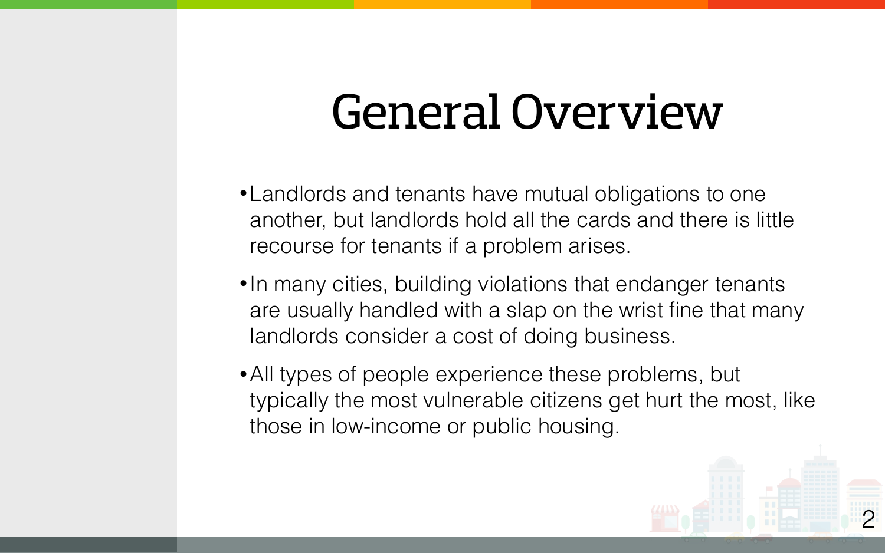# General Overview

- Landlords and tenants have mutual obligations to one another, but landlords hold all the cards and there is little recourse for tenants if a problem arises.
- In many cities, building violations that endanger tenants are usually handled with a slap on the wrist fine that many landlords consider a cost of doing business.
- All types of people experience these problems, but typically the most vulnerable citizens get hurt the most, like those in low-income or public housing.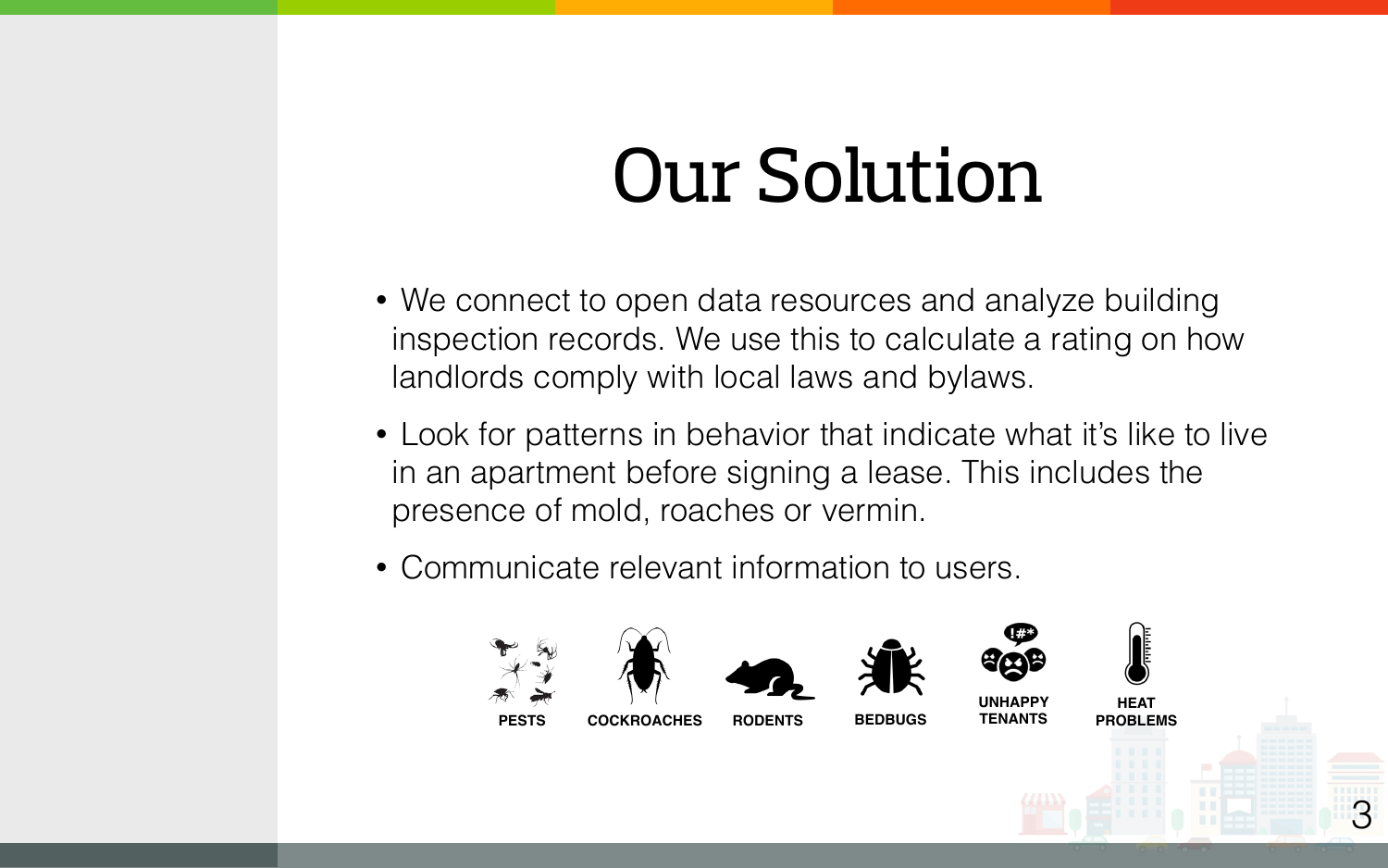# Our Solution

- We connect to open data resources and analyze building inspection records. We use this to calculate a rating on how landlords comply with local laws and bylaws.
- Look for patterns in behavior that indicate what it's like to live in an apartment before signing a lease. This includes the presence of mold, roaches or vermin.
- Communicate relevant information to users.

PESTS COCKROACHES RODENTS BEDBUGS UNHAPPY TENANTS HEAT PROBLEMS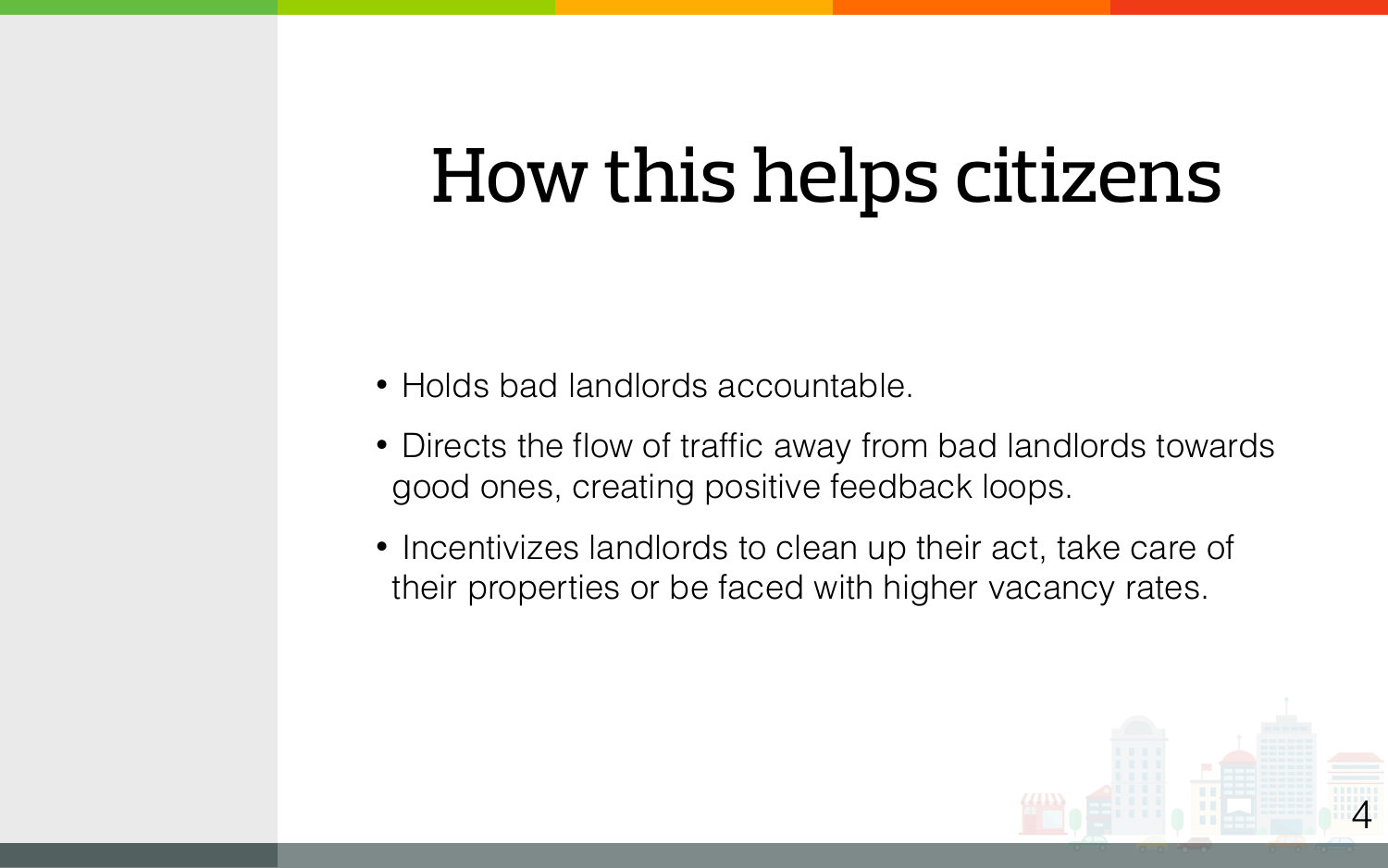# How this helps citizens

- Holds bad landlords accountable.
- Directs the flow of traffic away from bad landlords towards good ones, creating positive feedback loops.
- Incentivizes landlords to clean up their act, take care of their properties or be faced with higher vacancy rates.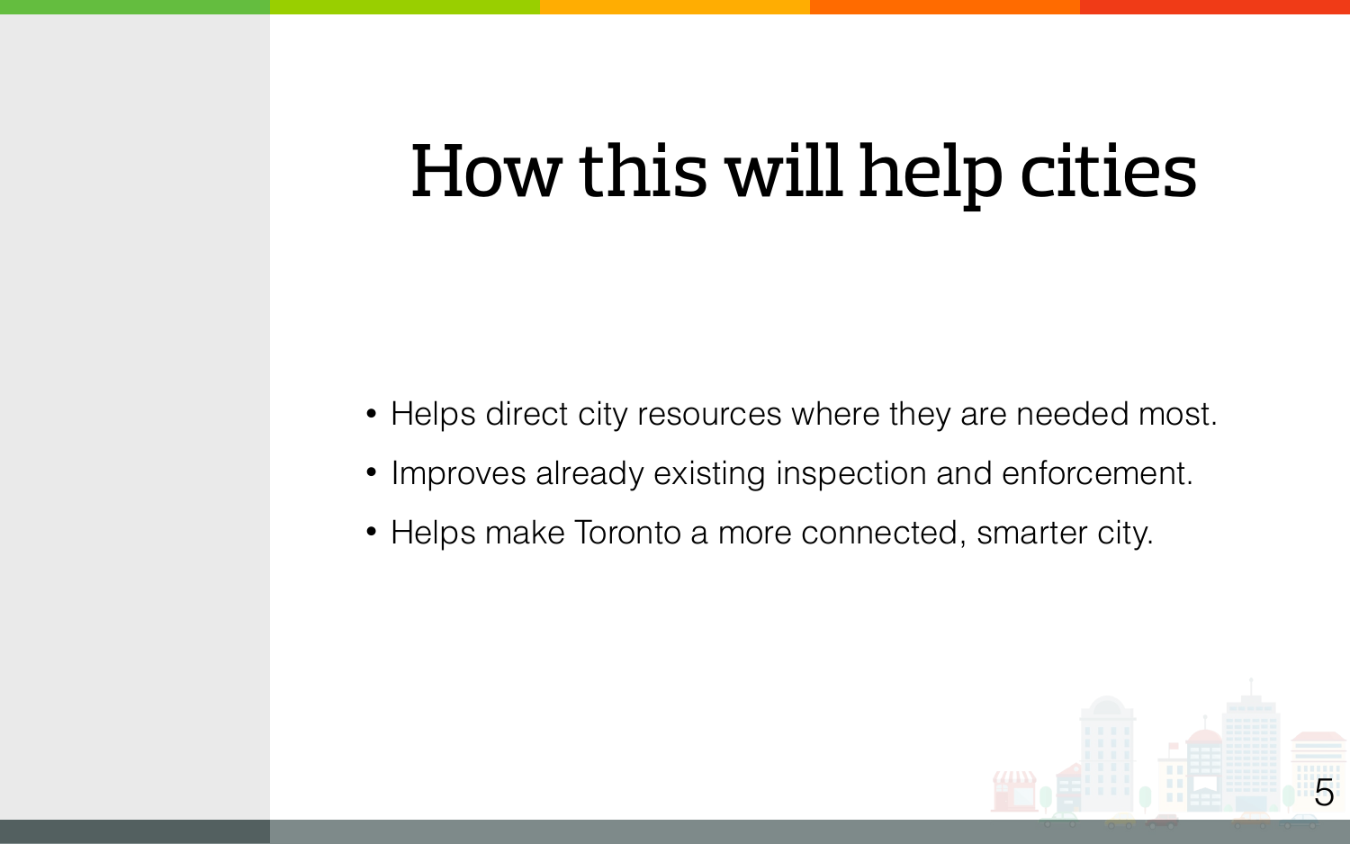# How this will help cities

- Helps direct city resources where they are needed most.
- Improves already existing inspection and enforcement.
- Helps make Toronto a more connected, smarter city.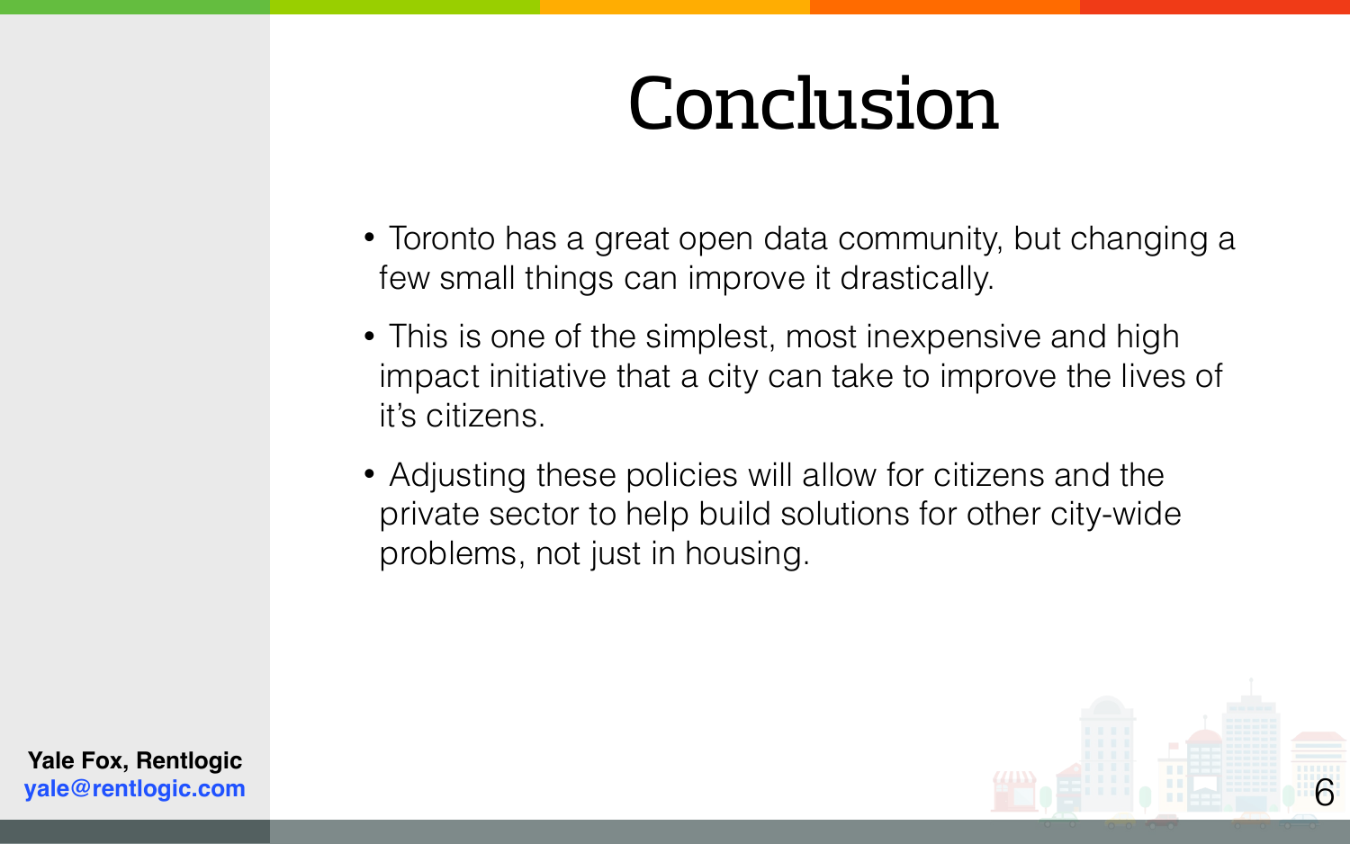# Conclusion

- Toronto has a great open data community, but changing a few small things can improve it drastically.
- This is one of the simplest, most inexpensive and high impact initiative that a city can take to improve the lives of it's citizens.
- Adjusting these policies will allow for citizens and the private sector to help build solutions for other city-wide problems, not just in housing.

**Yale Fox, Rentlogic**
**yale@rentlogic.com**